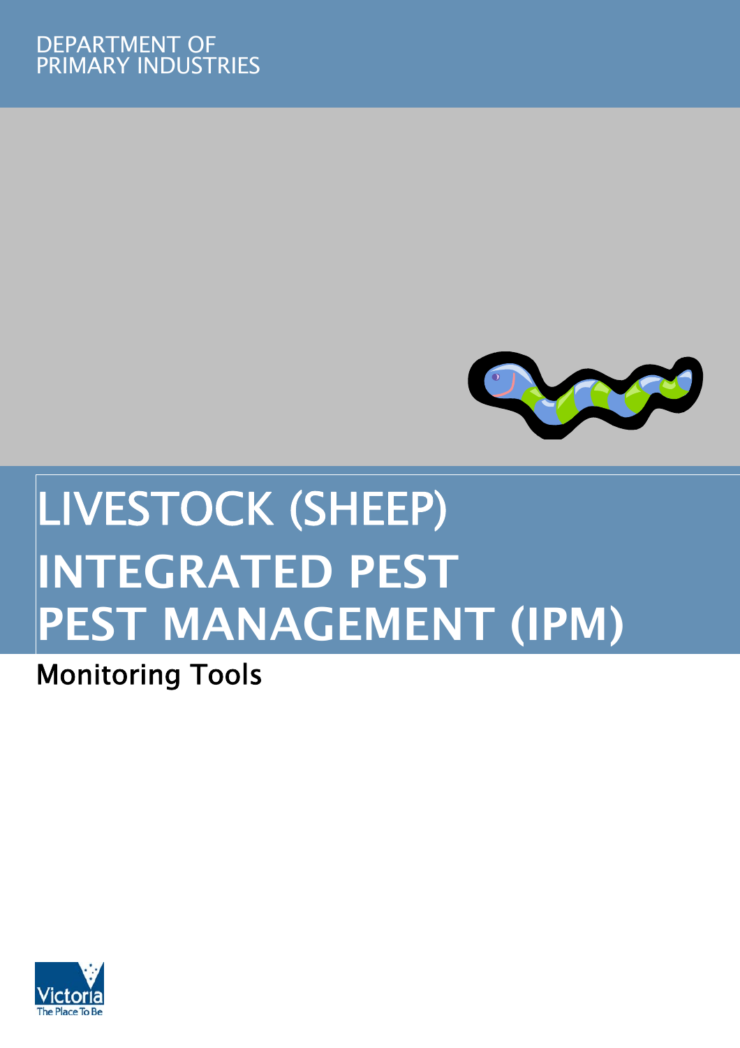DEPARTMENT OF
PRIMARY INDUSTRIES

# LIVESTOCK (SHEEP) INTEGRATED PEST PEST MANAGEMENT (IPM)

## Monitoring Tools

Victoria
The Place To Be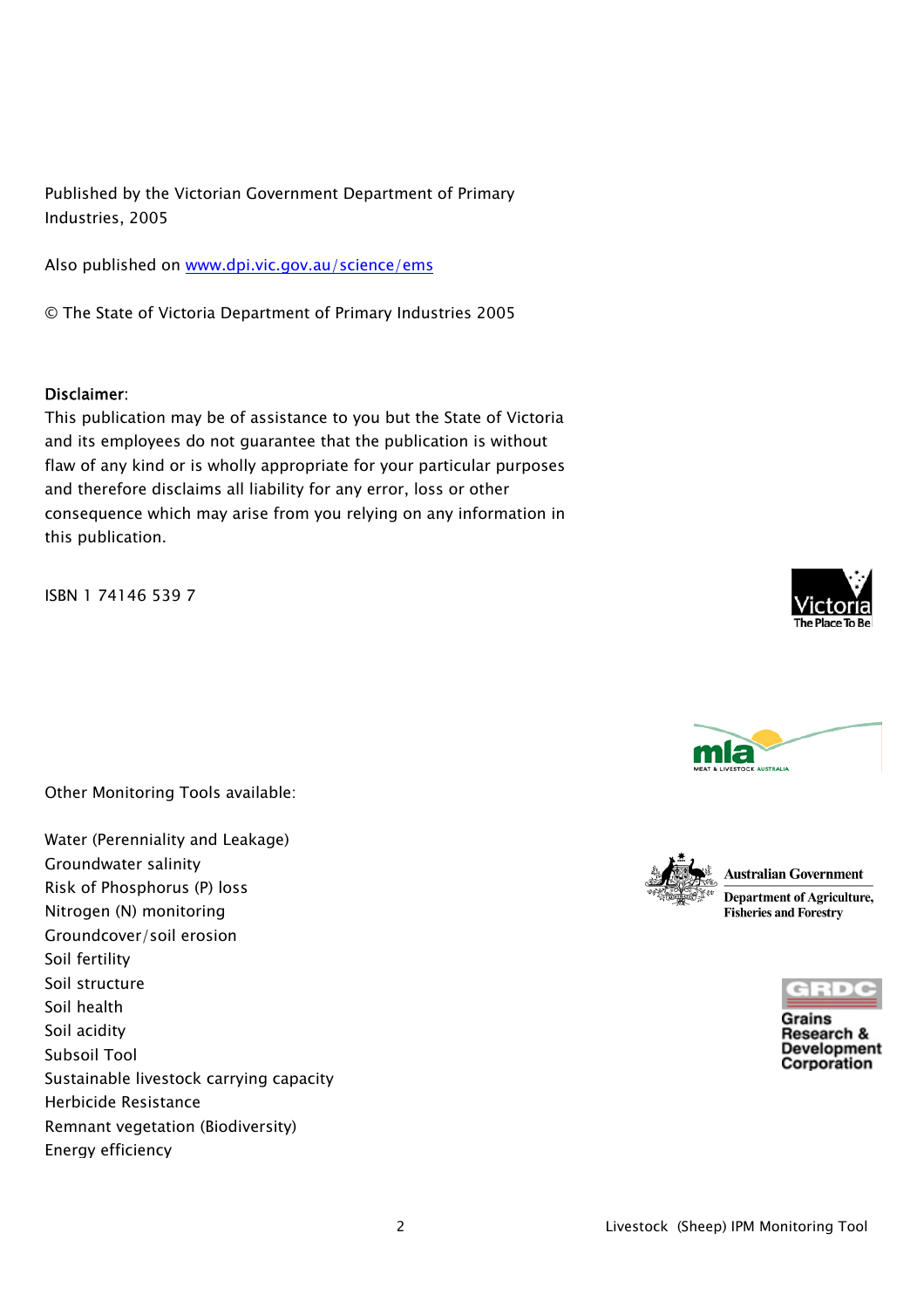Published by the Victorian Government Department of Primary Industries, 2005

Also published on [www.dpi.vic.gov.au/science/ems](http://www.dpi.vic.gov.au/science/ems)

© The State of Victoria Department of Primary Industries 2005

Disclaimer:
This publication may be of assistance to you but the State of Victoria and its employees do not guarantee that the publication is without flaw of any kind or is wholly appropriate for your particular purposes and therefore disclaims all liability for any error, loss or other consequence which may arise from you relying on any information in this publication.

ISBN 1 74146 539 7

Other Monitoring Tools available:

Water (Perenniality and Leakage)
Groundwater salinity
Risk of Phosphorus (P) loss
Nitrogen (N) monitoring
Groundcover/soil erosion
Soil fertility
Soil structure
Soil health
Soil acidity
Subsoil Tool
Sustainable livestock carrying capacity
Herbicide Resistance
Remnant vegetation (Biodiversity)
Energy efficiency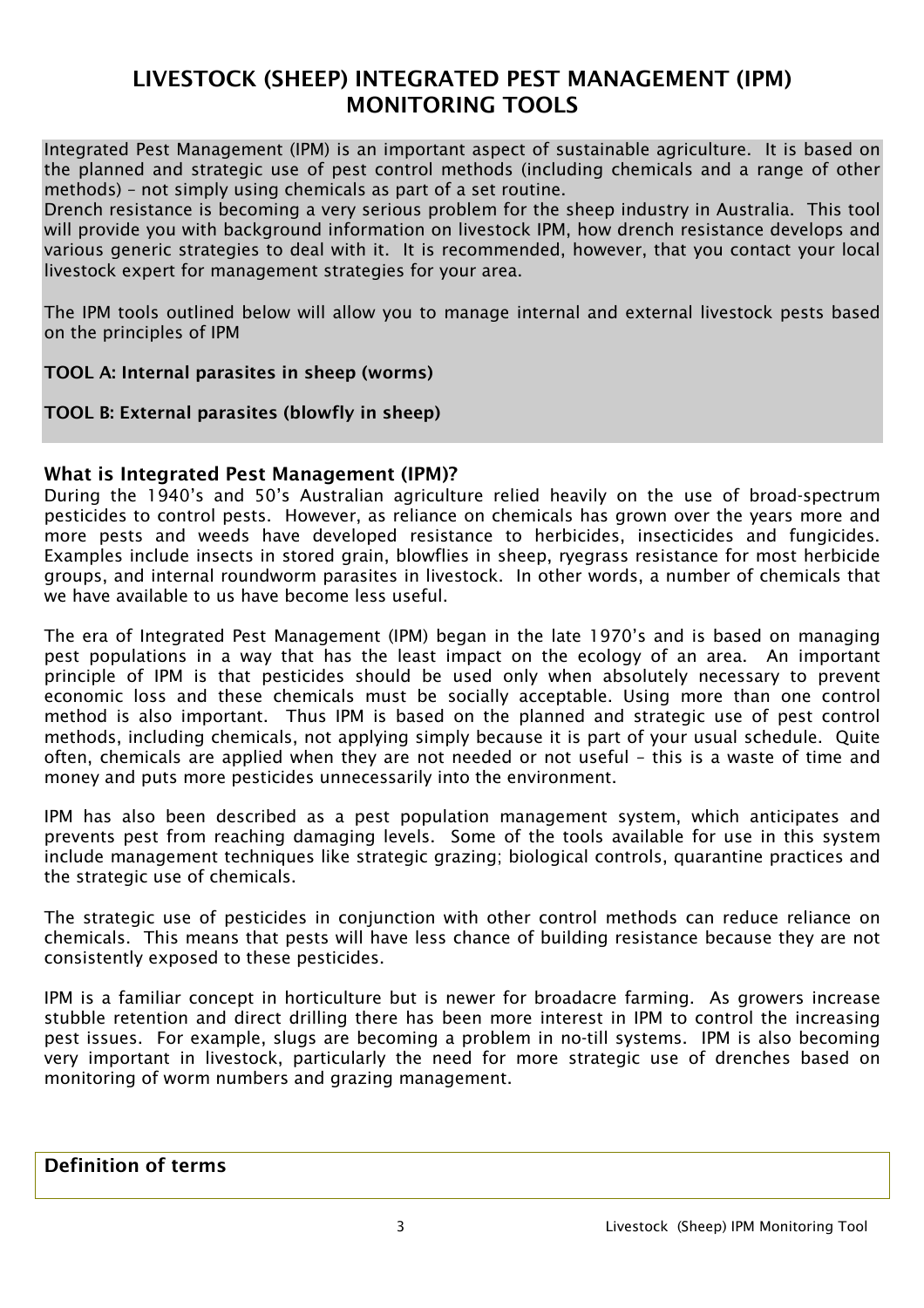# LIVESTOCK (SHEEP) INTEGRATED PEST MANAGEMENT (IPM) MONITORING TOOLS

Integrated Pest Management (IPM) is an important aspect of sustainable agriculture. It is based on the planned and strategic use of pest control methods (including chemicals and a range of other methods) – not simply using chemicals as part of a set routine.
Drench resistance is becoming a very serious problem for the sheep industry in Australia. This tool will provide you with background information on livestock IPM, how drench resistance develops and various generic strategies to deal with it. It is recommended, however, that you contact your local livestock expert for management strategies for your area.

The IPM tools outlined below will allow you to manage internal and external livestock pests based on the principles of IPM

**TOOL A: Internal parasites in sheep (worms)**

**TOOL B: External parasites (blowfly in sheep)**

## What is Integrated Pest Management (IPM)?

During the 1940's and 50's Australian agriculture relied heavily on the use of broad-spectrum pesticides to control pests. However, as reliance on chemicals has grown over the years more and more pests and weeds have developed resistance to herbicides, insecticides and fungicides. Examples include insects in stored grain, blowflies in sheep, ryegrass resistance for most herbicide groups, and internal roundworm parasites in livestock. In other words, a number of chemicals that we have available to us have become less useful.

The era of Integrated Pest Management (IPM) began in the late 1970's and is based on managing pest populations in a way that has the least impact on the ecology of an area. An important principle of IPM is that pesticides should be used only when absolutely necessary to prevent economic loss and these chemicals must be socially acceptable. Using more than one control method is also important. Thus IPM is based on the planned and strategic use of pest control methods, including chemicals, not applying simply because it is part of your usual schedule. Quite often, chemicals are applied when they are not needed or not useful – this is a waste of time and money and puts more pesticides unnecessarily into the environment.

IPM has also been described as a pest population management system, which anticipates and prevents pest from reaching damaging levels. Some of the tools available for use in this system include management techniques like strategic grazing; biological controls, quarantine practices and the strategic use of chemicals.

The strategic use of pesticides in conjunction with other control methods can reduce reliance on chemicals. This means that pests will have less chance of building resistance because they are not consistently exposed to these pesticides.

IPM is a familiar concept in horticulture but is newer for broadacre farming. As growers increase stubble retention and direct drilling there has been more interest in IPM to control the increasing pest issues. For example, slugs are becoming a problem in no-till systems. IPM is also becoming very important in livestock, particularly the need for more strategic use of drenches based on monitoring of worm numbers and grazing management.

## Definition of terms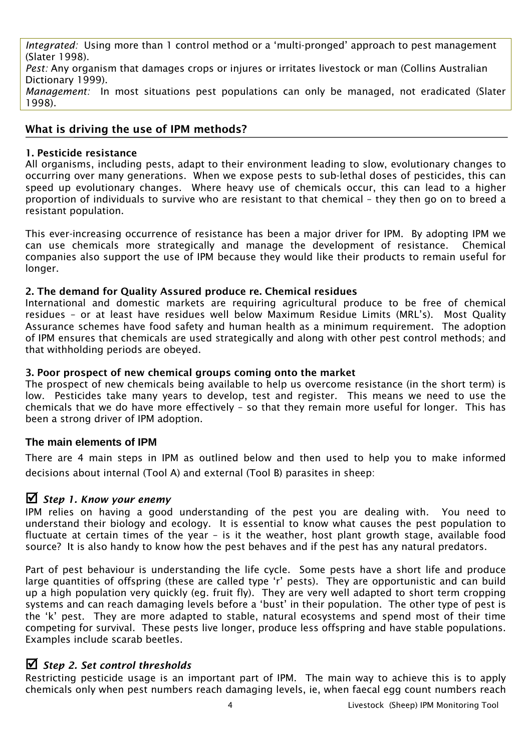*Integrated:* Using more than 1 control method or a 'multi-pronged' approach to pest management (Slater 1998).
*Pest:* Any organism that damages crops or injures or irritates livestock or man (Collins Australian Dictionary 1999).
*Management:* In most situations pest populations can only be managed, not eradicated (Slater 1998).

## What is driving the use of IPM methods?

### 1. Pesticide resistance

All organisms, including pests, adapt to their environment leading to slow, evolutionary changes to occurring over many generations. When we expose pests to sub-lethal doses of pesticides, this can speed up evolutionary changes. Where heavy use of chemicals occur, this can lead to a higher proportion of individuals to survive who are resistant to that chemical – they then go on to breed a resistant population.

This ever-increasing occurrence of resistance has been a major driver for IPM. By adopting IPM we can use chemicals more strategically and manage the development of resistance. Chemical companies also support the use of IPM because they would like their products to remain useful for longer.

### 2. The demand for Quality Assured produce re. Chemical residues

International and domestic markets are requiring agricultural produce to be free of chemical residues – or at least have residues well below Maximum Residue Limits (MRL's). Most Quality Assurance schemes have food safety and human health as a minimum requirement. The adoption of IPM ensures that chemicals are used strategically and along with other pest control methods; and that withholding periods are obeyed.

### 3. Poor prospect of new chemical groups coming onto the market

The prospect of new chemicals being available to help us overcome resistance (in the short term) is low. Pesticides take many years to develop, test and register. This means we need to use the chemicals that we do have more effectively – so that they remain more useful for longer. This has been a strong driver of IPM adoption.

## The main elements of IPM

There are 4 main steps in IPM as outlined below and then used to help you to make informed decisions about internal (Tool A) and external (Tool B) parasites in sheep:

### ☑ *Step 1. Know your enemy*

IPM relies on having a good understanding of the pest you are dealing with. You need to understand their biology and ecology. It is essential to know what causes the pest population to fluctuate at certain times of the year – is it the weather, host plant growth stage, available food source? It is also handy to know how the pest behaves and if the pest has any natural predators.

Part of pest behaviour is understanding the life cycle. Some pests have a short life and produce large quantities of offspring (these are called type 'r' pests). They are opportunistic and can build up a high population very quickly (eg. fruit fly). They are very well adapted to short term cropping systems and can reach damaging levels before a 'bust' in their population. The other type of pest is the 'k' pest. They are more adapted to stable, natural ecosystems and spend most of their time competing for survival. These pests live longer, produce less offspring and have stable populations. Examples include scarab beetles.

### ☑ *Step 2. Set control thresholds*

Restricting pesticide usage is an important part of IPM. The main way to achieve this is to apply chemicals only when pest numbers reach damaging levels, ie, when faecal egg count numbers reach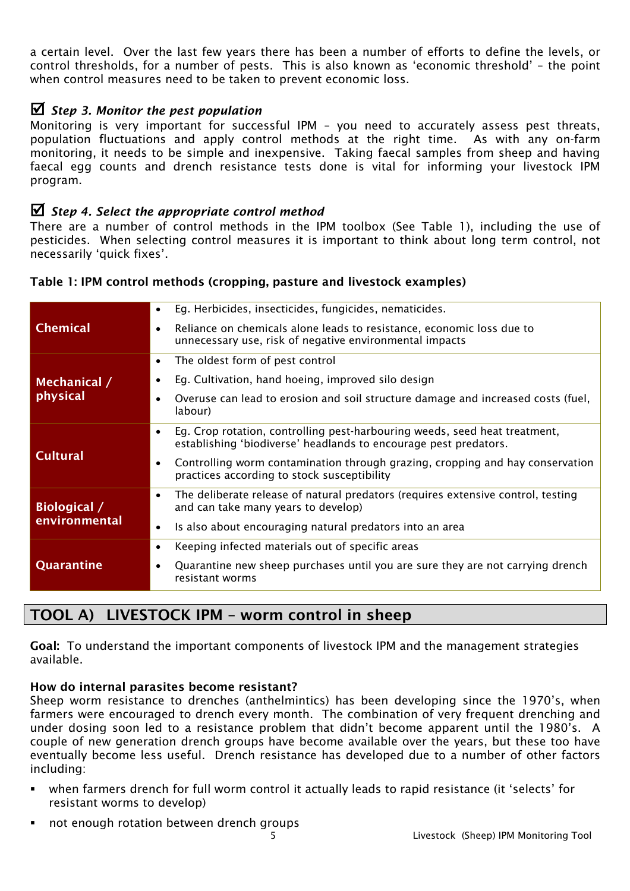a certain level. Over the last few years there has been a number of efforts to define the levels, or control thresholds, for a number of pests. This is also known as 'economic threshold' – the point when control measures need to be taken to prevent economic loss.

### ☑ *Step 3. Monitor the pest population*

Monitoring is very important for successful IPM – you need to accurately assess pest threats, population fluctuations and apply control methods at the right time. As with any on-farm monitoring, it needs to be simple and inexpensive. Taking faecal samples from sheep and having faecal egg counts and drench resistance tests done is vital for informing your livestock IPM program.

### ☑ *Step 4. Select the appropriate control method*

There are a number of control methods in the IPM toolbox (See Table 1), including the use of pesticides. When selecting control measures it is important to think about long term control, not necessarily 'quick fixes'.

**Table 1: IPM control methods (cropping, pasture and livestock examples)**

| | |
|---|---|
| **Chemical** | • Eg. Herbicides, insecticides, fungicides, nematicides.<br>• Reliance on chemicals alone leads to resistance, economic loss due to unnecessary use, risk of negative environmental impacts |
| **Mechanical / physical** | • The oldest form of pest control<br>• Eg. Cultivation, hand hoeing, improved silo design<br>• Overuse can lead to erosion and soil structure damage and increased costs (fuel, labour) |
| **Cultural** | • Eg. Crop rotation, controlling pest-harbouring weeds, seed heat treatment, establishing 'biodiverse' headlands to encourage pest predators.<br>• Controlling worm contamination through grazing, cropping and hay conservation practices according to stock susceptibility |
| **Biological / environmental** | • The deliberate release of natural predators (requires extensive control, testing and can take many years to develop)<br>• Is also about encouraging natural predators into an area |
| **Quarantine** | • Keeping infected materials out of specific areas<br>• Quarantine new sheep purchases until you are sure they are not carrying drench resistant worms |

## TOOL A) LIVESTOCK IPM – worm control in sheep

**Goal:** To understand the important components of livestock IPM and the management strategies available.

**How do internal parasites become resistant?**

Sheep worm resistance to drenches (anthelmintics) has been developing since the 1970's, when farmers were encouraged to drench every month. The combination of very frequent drenching and under dosing soon led to a resistance problem that didn't become apparent until the 1980's. A couple of new generation drench groups have become available over the years, but these too have eventually become less useful. Drench resistance has developed due to a number of other factors including:

- when farmers drench for full worm control it actually leads to rapid resistance (it 'selects' for resistant worms to develop)
- not enough rotation between drench groups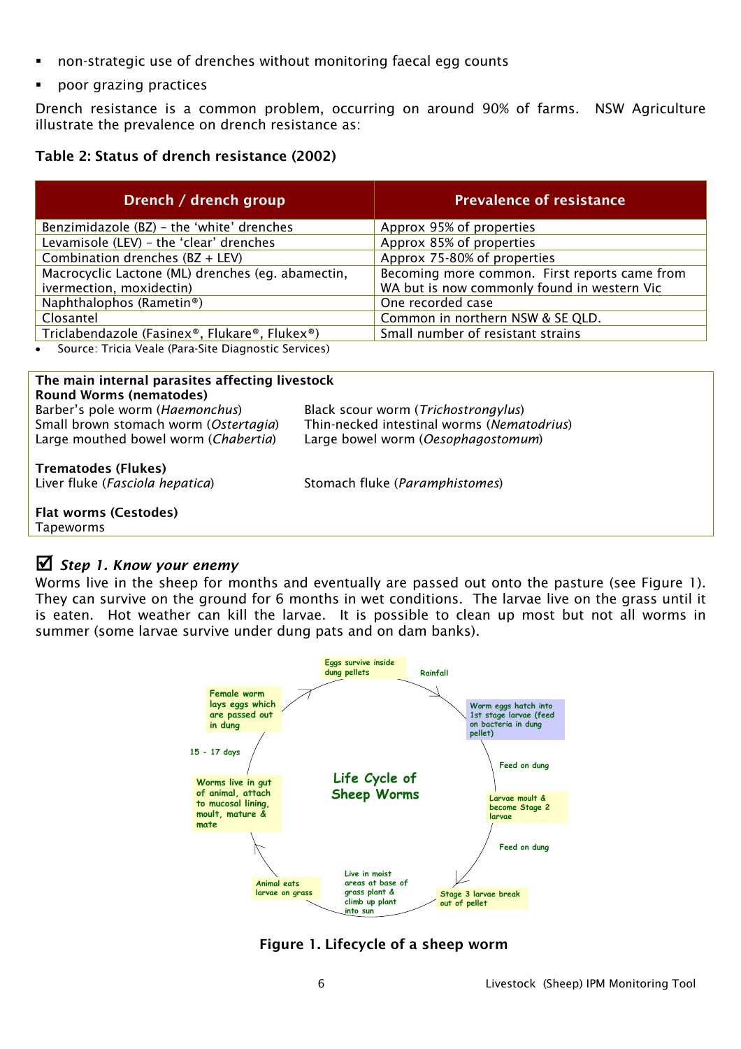- non-strategic use of drenches without monitoring faecal egg counts
- poor grazing practices

Drench resistance is a common problem, occurring on around 90% of farms. NSW Agriculture illustrate the prevalence on drench resistance as:

**Table 2: Status of drench resistance (2002)**

| Drench / drench group | Prevalence of resistance |
|---|---|
| Benzimidazole (BZ) – the 'white' drenches | Approx 95% of properties |
| Levamisole (LEV) – the 'clear' drenches | Approx 85% of properties |
| Combination drenches (BZ + LEV) | Approx 75-80% of properties |
| Macrocyclic Lactone (ML) drenches (eg. abamectin, ivermection, moxidectin) | Becoming more common. First reports came from WA but is now commonly found in western Vic |
| Naphthalophos (Rametin®) | One recorded case |
| Closantel | Common in northern NSW & SE QLD. |
| Triclabendazole (Fasinex®, Flukare®, Flukex®) | Small number of resistant strains |

- Source: Tricia Veale (Para-Site Diagnostic Services)

**The main internal parasites affecting livestock**

**Round Worms (nematodes)**

Barber's pole worm (*Haemonchus*)
Small brown stomach worm (*Ostertagia*)
Large mouthed bowel worm (*Chabertia*)
Black scour worm (*Trichostrongylus*)
Thin-necked intestinal worms (*Nematodrius*)
Large bowel worm (*Oesophagostomum*)

**Trematodes (Flukes)**

Liver fluke (*Fasciola hepatica*)
Stomach fluke (*Paramphistomes*)

**Flat worms (Cestodes)**

Tapeworms

### ☑ *Step 1. Know your enemy*

Worms live in the sheep for months and eventually are passed out onto the pasture (see Figure 1). They can survive on the ground for 6 months in wet conditions. The larvae live on the grass until it is eaten. Hot weather can kill the larvae. It is possible to clean up most but not all worms in summer (some larvae survive under dung pats and on dam banks).

Life Cycle of Sheep Worms

- Eggs survive inside dung pellets
- Rainfall
- Worm eggs hatch into 1st stage larvae (feed on bacteria in dung pellet)
- Feed on dung
- Larvae moult & become Stage 2 larvae
- Feed on dung
- Stage 3 larvae break out of pellet
- Live in moist areas at base of grass plant & climb up plant into sun
- Animal eats larvae on grass
- Worms live in gut of animal, attach to mucosal lining, moult, mature & mate
- 15 - 17 days
- Female worm lays eggs which are passed out in dung

**Figure 1. Lifecycle of a sheep worm**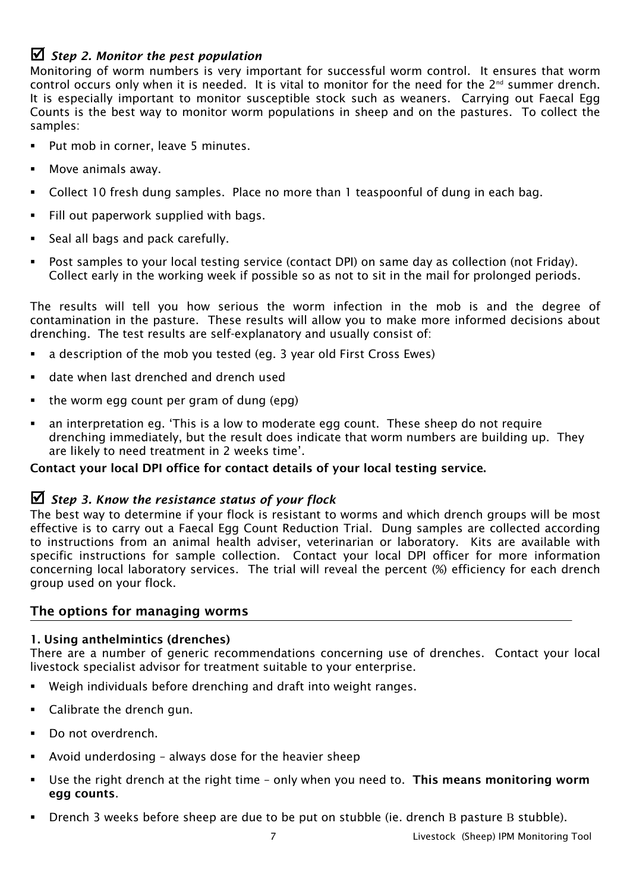### ☑ *Step 2. Monitor the pest population*

Monitoring of worm numbers is very important for successful worm control. It ensures that worm control occurs only when it is needed. It is vital to monitor for the need for the 2nd summer drench. It is especially important to monitor susceptible stock such as weaners. Carrying out Faecal Egg Counts is the best way to monitor worm populations in sheep and on the pastures. To collect the samples:

- Put mob in corner, leave 5 minutes.
- Move animals away.
- Collect 10 fresh dung samples. Place no more than 1 teaspoonful of dung in each bag.
- Fill out paperwork supplied with bags.
- Seal all bags and pack carefully.
- Post samples to your local testing service (contact DPI) on same day as collection (not Friday). Collect early in the working week if possible so as not to sit in the mail for prolonged periods.

The results will tell you how serious the worm infection in the mob is and the degree of contamination in the pasture. These results will allow you to make more informed decisions about drenching. The test results are self-explanatory and usually consist of:

- a description of the mob you tested (eg. 3 year old First Cross Ewes)
- date when last drenched and drench used
- the worm egg count per gram of dung (epg)
- an interpretation eg. 'This is a low to moderate egg count. These sheep do not require drenching immediately, but the result does indicate that worm numbers are building up. They are likely to need treatment in 2 weeks time'.

**Contact your local DPI office for contact details of your local testing service.**

### ☑ *Step 3. Know the resistance status of your flock*

The best way to determine if your flock is resistant to worms and which drench groups will be most effective is to carry out a Faecal Egg Count Reduction Trial. Dung samples are collected according to instructions from an animal health adviser, veterinarian or laboratory. Kits are available with specific instructions for sample collection. Contact your local DPI officer for more information concerning local laboratory services. The trial will reveal the percent (%) efficiency for each drench group used on your flock.

## The options for managing worms

#### 1. Using anthelmintics (drenches)

There are a number of generic recommendations concerning use of drenches. Contact your local livestock specialist advisor for treatment suitable to your enterprise.

- Weigh individuals before drenching and draft into weight ranges.
- Calibrate the drench gun.
- Do not overdrench.
- Avoid underdosing – always dose for the heavier sheep
- Use the right drench at the right time – only when you need to. **This means monitoring worm egg counts**.
- Drench 3 weeks before sheep are due to be put on stubble (ie. drench B pasture B stubble).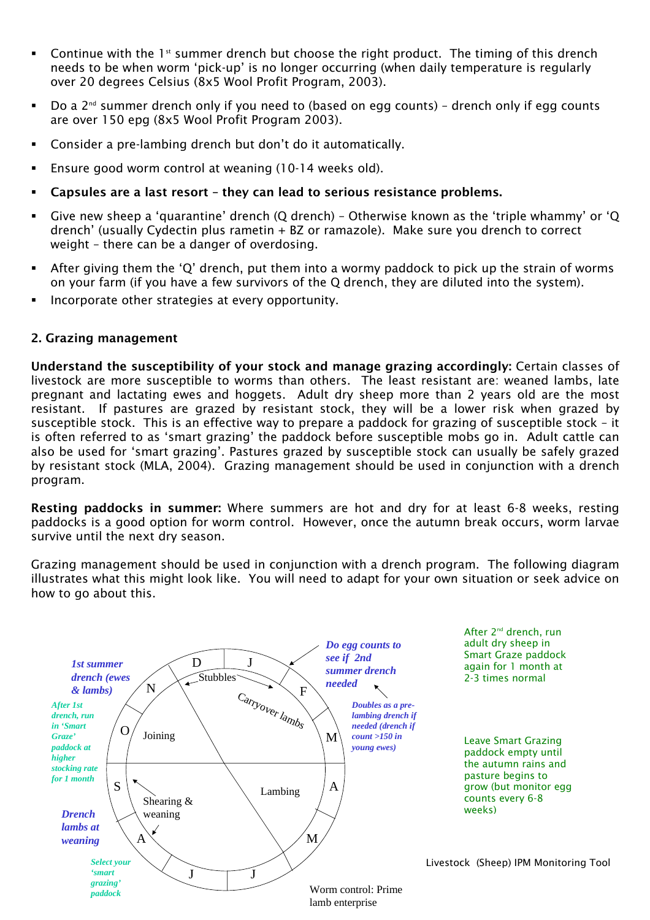- Continue with the 1st summer drench but choose the right product. The timing of this drench needs to be when worm 'pick-up' is no longer occurring (when daily temperature is regularly over 20 degrees Celsius (8x5 Wool Profit Program, 2003).
- Do a 2nd summer drench only if you need to (based on egg counts) – drench only if egg counts are over 150 epg (8x5 Wool Profit Program 2003).
- Consider a pre-lambing drench but don't do it automatically.
- Ensure good worm control at weaning (10-14 weeks old).
- **Capsules are a last resort – they can lead to serious resistance problems.**
- Give new sheep a 'quarantine' drench (Q drench) – Otherwise known as the 'triple whammy' or 'Q drench' (usually Cydectin plus rametin + BZ or ramazole). Make sure you drench to correct weight – there can be a danger of overdosing.
- After giving them the 'Q' drench, put them into a wormy paddock to pick up the strain of worms on your farm (if you have a few survivors of the Q drench, they are diluted into the system).
- Incorporate other strategies at every opportunity.

## 2. Grazing management

**Understand the susceptibility of your stock and manage grazing accordingly:** Certain classes of livestock are more susceptible to worms than others. The least resistant are: weaned lambs, late pregnant and lactating ewes and hoggets. Adult dry sheep more than 2 years old are the most resistant. If pastures are grazed by resistant stock, they will be a lower risk when grazed by susceptible stock. This is an effective way to prepare a paddock for grazing of susceptible stock – it is often referred to as 'smart grazing' the paddock before susceptible mobs go in. Adult cattle can also be used for 'smart grazing'. Pastures grazed by susceptible stock can usually be safely grazed by resistant stock (MLA, 2004). Grazing management should be used in conjunction with a drench program.

**Resting paddocks in summer:** Where summers are hot and dry for at least 6-8 weeks, resting paddocks is a good option for worm control. However, once the autumn break occurs, worm larvae survive until the next dry season.

Grazing management should be used in conjunction with a drench program. The following diagram illustrates what this might look like. You will need to adapt for your own situation or seek advice on how to go about this.

*1st summer drench (ewes & lambs)*

*After 1st drench, run in 'Smart Graze' paddock at higher stocking rate for 1 month*

*Drench lambs at weaning*

*Select your 'smart grazing' paddock*

*Do egg counts to see if 2nd summer drench needed*

*Doubles as a pre-lambing drench if needed (drench if count >150 in young ewes)*

After 2nd drench, run adult dry sheep in Smart Graze paddock again for 1 month at 2-3 times normal

Leave Smart Grazing paddock empty until the autumn rains and pasture begins to grow (but monitor egg counts every 6-8 weeks)

Months: D, J, F, M, A, M, J, J, A, S, O, N — Stubbles; Carryover lambs; Joining; Lambing; Shearing & weaning

Worm control: Prime lamb enterprise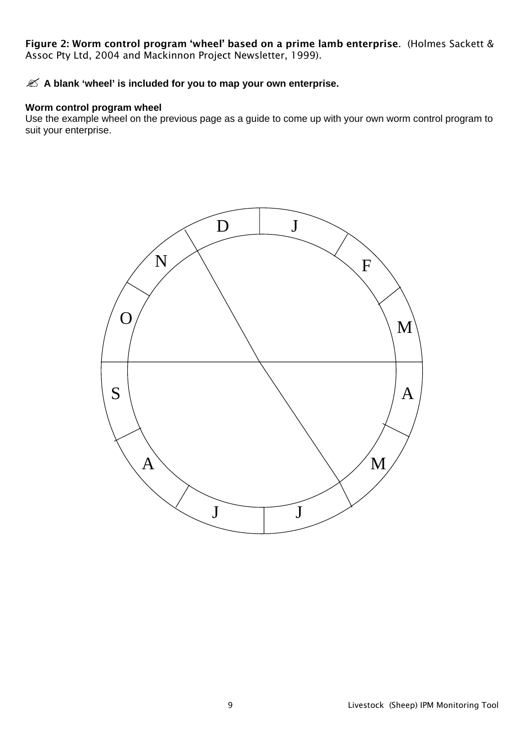**Figure 2: Worm control program 'wheel' based on a prime lamb enterprise.** (Holmes Sackett & Assoc Pty Ltd, 2004 and Mackinnon Project Newsletter, 1999).

✍ **A blank 'wheel' is included for you to map your own enterprise.**

**Worm control program wheel**

Use the example wheel on the previous page as a guide to come up with your own worm control program to suit your enterprise.

D J F M A M J J A S O N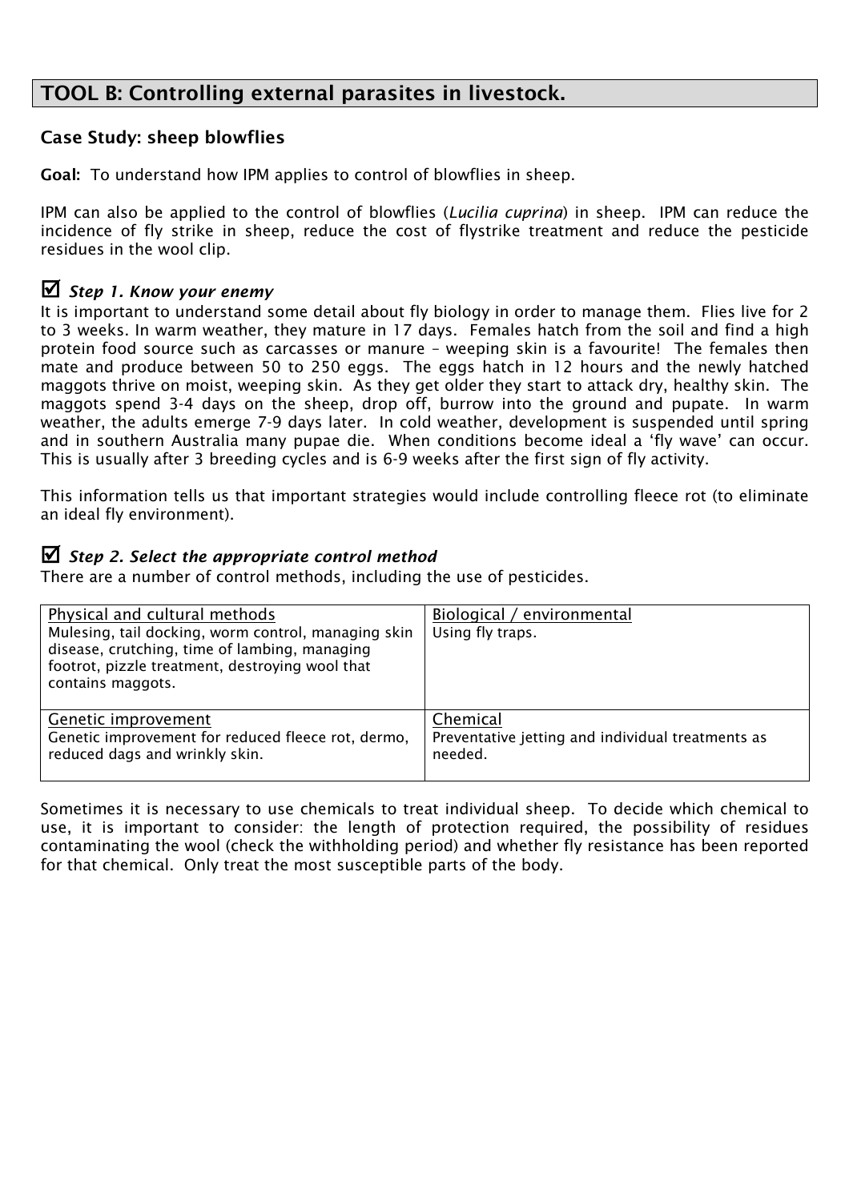## TOOL B: Controlling external parasites in livestock.

### Case Study: sheep blowflies

**Goal:** To understand how IPM applies to control of blowflies in sheep.

IPM can also be applied to the control of blowflies (*Lucilia cuprina*) in sheep. IPM can reduce the incidence of fly strike in sheep, reduce the cost of flystrike treatment and reduce the pesticide residues in the wool clip.

### ☑ *Step 1. Know your enemy*

It is important to understand some detail about fly biology in order to manage them. Flies live for 2 to 3 weeks. In warm weather, they mature in 17 days. Females hatch from the soil and find a high protein food source such as carcasses or manure – weeping skin is a favourite! The females then mate and produce between 50 to 250 eggs. The eggs hatch in 12 hours and the newly hatched maggots thrive on moist, weeping skin. As they get older they start to attack dry, healthy skin. The maggots spend 3-4 days on the sheep, drop off, burrow into the ground and pupate. In warm weather, the adults emerge 7-9 days later. In cold weather, development is suspended until spring and in southern Australia many pupae die. When conditions become ideal a 'fly wave' can occur. This is usually after 3 breeding cycles and is 6-9 weeks after the first sign of fly activity.

This information tells us that important strategies would include controlling fleece rot (to eliminate an ideal fly environment).

### ☑ *Step 2. Select the appropriate control method*

There are a number of control methods, including the use of pesticides.

| Physical and cultural methods | Biological / environmental |
|---|---|
| Mulesing, tail docking, worm control, managing skin disease, crutching, time of lambing, managing footrot, pizzle treatment, destroying wool that contains maggots. | Using fly traps. |
| **Genetic improvement** | **Chemical** |
| Genetic improvement for reduced fleece rot, dermo, reduced dags and wrinkly skin. | Preventative jetting and individual treatments as needed. |

Sometimes it is necessary to use chemicals to treat individual sheep. To decide which chemical to use, it is important to consider: the length of protection required, the possibility of residues contaminating the wool (check the withholding period) and whether fly resistance has been reported for that chemical. Only treat the most susceptible parts of the body.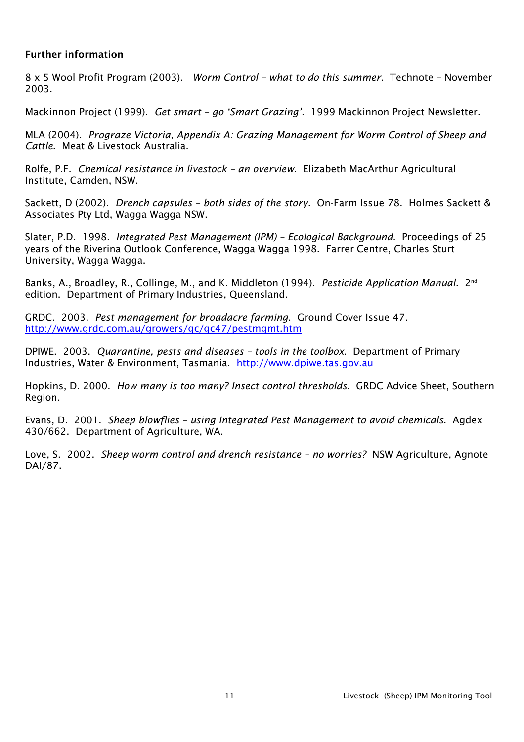**Further information**

8 x 5 Wool Profit Program (2003). *Worm Control – what to do this summer*. Technote – November 2003.

Mackinnon Project (1999). *Get smart – go 'Smart Grazing'*. 1999 Mackinnon Project Newsletter.

MLA (2004). *Prograze Victoria, Appendix A: Grazing Management for Worm Control of Sheep and Cattle*. Meat & Livestock Australia.

Rolfe, P.F. *Chemical resistance in livestock – an overview*. Elizabeth MacArthur Agricultural Institute, Camden, NSW.

Sackett, D (2002). *Drench capsules – both sides of the story*. On-Farm Issue 78. Holmes Sackett & Associates Pty Ltd, Wagga Wagga NSW.

Slater, P.D. 1998. *Integrated Pest Management (IPM) – Ecological Background*. Proceedings of 25 years of the Riverina Outlook Conference, Wagga Wagga 1998. Farrer Centre, Charles Sturt University, Wagga Wagga.

Banks, A., Broadley, R., Collinge, M., and K. Middleton (1994). *Pesticide Application Manual*. 2nd edition. Department of Primary Industries, Queensland.

GRDC. 2003. *Pest management for broadacre farming*. Ground Cover Issue 47. http://www.grdc.com.au/growers/gc/gc47/pestmgmt.htm

DPIWE. 2003. *Quarantine, pests and diseases – tools in the toolbox*. Department of Primary Industries, Water & Environment, Tasmania. http://www.dpiwe.tas.gov.au

Hopkins, D. 2000. *How many is too many? Insect control thresholds*. GRDC Advice Sheet, Southern Region.

Evans, D. 2001. *Sheep blowflies – using Integrated Pest Management to avoid chemicals*. Agdex 430/662. Department of Agriculture, WA.

Love, S. 2002. *Sheep worm control and drench resistance – no worries?* NSW Agriculture, Agnote DAI/87.